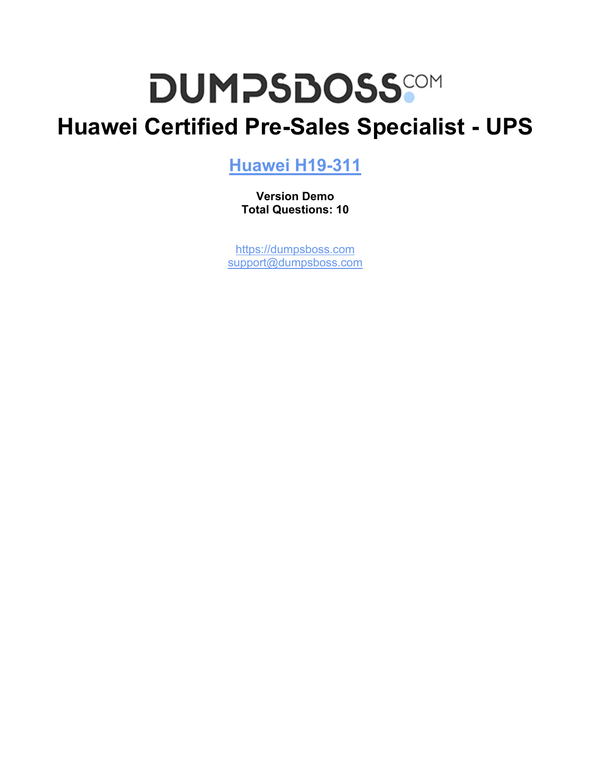# DUMPSBOSS.COM

# Huawei Certified Pre-Sales Specialist - UPS

## [Huawei H19-311](https://dumpsboss.com)

**Version Demo**
**Total Questions: 10**

https://dumpsboss.com
support@dumpsboss.com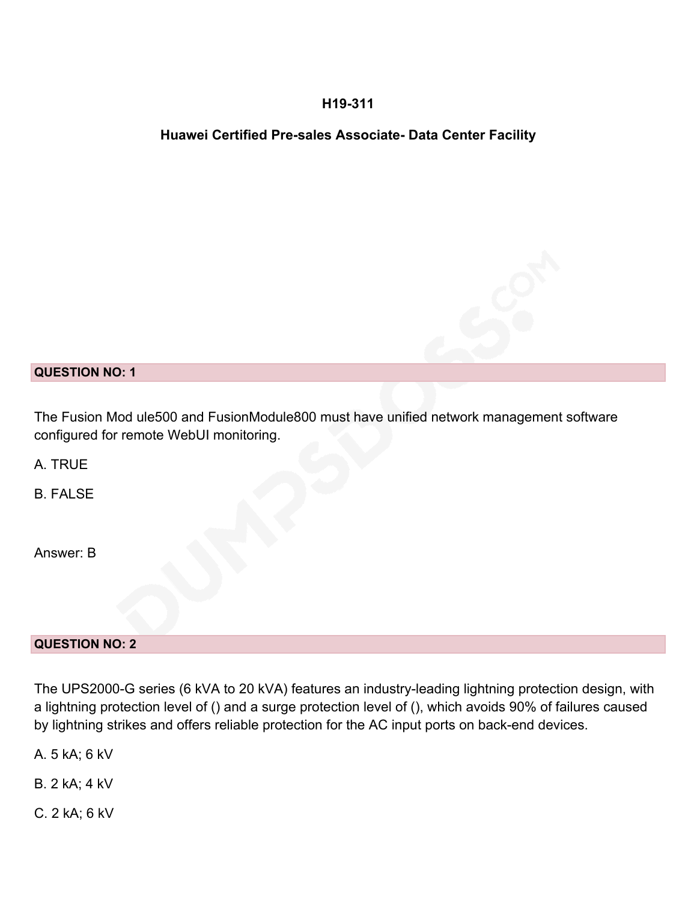**H19-311**

**Huawei Certified Pre-sales Associate- Data Center Facility**

**QUESTION NO: 1**

The Fusion Mod ule500 and FusionModule800 must have unified network management software configured for remote WebUI monitoring.

A. TRUE

B. FALSE

Answer: B

**QUESTION NO: 2**

The UPS2000-G series (6 kVA to 20 kVA) features an industry-leading lightning protection design, with a lightning protection level of () and a surge protection level of (), which avoids 90% of failures caused by lightning strikes and offers reliable protection for the AC input ports on back-end devices.

A. 5 kA; 6 kV

B. 2 kA; 4 kV

C. 2 kA; 6 kV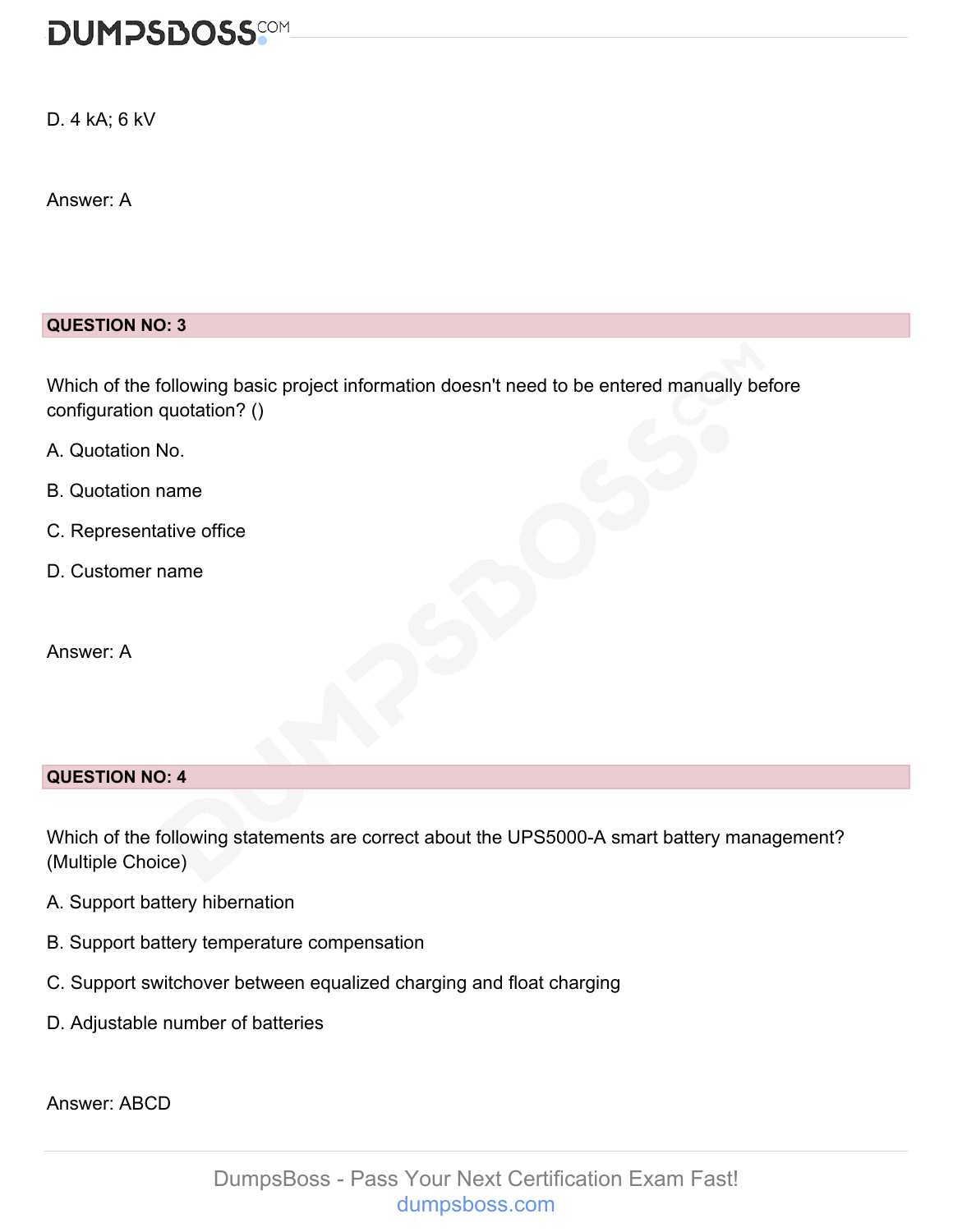D. 4 kA; 6 kV

Answer: A

**QUESTION NO: 3**

Which of the following basic project information doesn't need to be entered manually before configuration quotation? ()

A. Quotation No.

B. Quotation name

C. Representative office

D. Customer name

Answer: A

**QUESTION NO: 4**

Which of the following statements are correct about the UPS5000-A smart battery management? (Multiple Choice)

A. Support battery hibernation

B. Support battery temperature compensation

C. Support switchover between equalized charging and float charging

D. Adjustable number of batteries

Answer: ABCD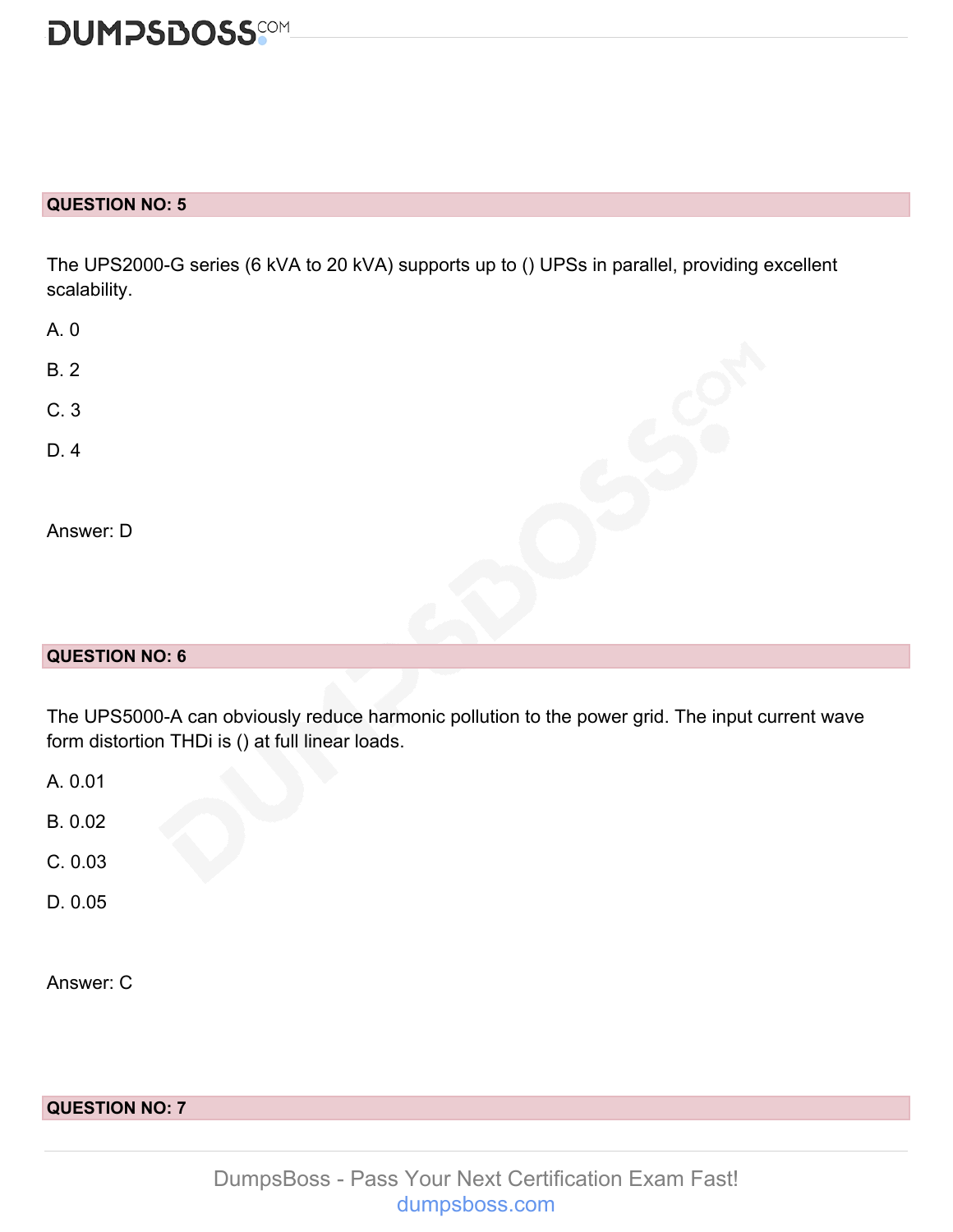**QUESTION NO: 5**

The UPS2000-G series (6 kVA to 20 kVA) supports up to () UPSs in parallel, providing excellent scalability.

A. 0

B. 2

C. 3

D. 4

Answer: D

**QUESTION NO: 6**

The UPS5000-A can obviously reduce harmonic pollution to the power grid. The input current wave form distortion THDi is () at full linear loads.

A. 0.01

B. 0.02

C. 0.03

D. 0.05

Answer: C

**QUESTION NO: 7**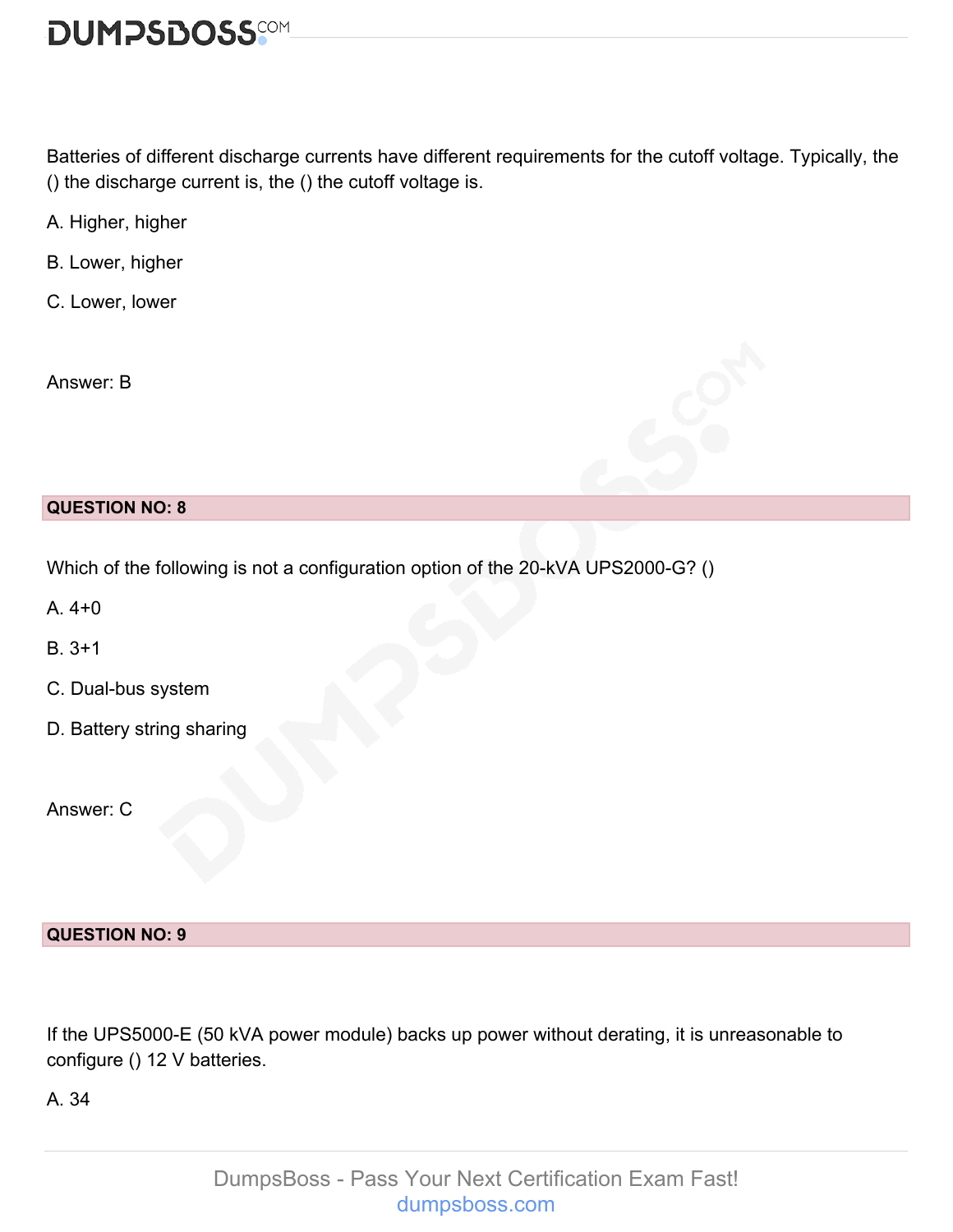Batteries of different discharge currents have different requirements for the cutoff voltage. Typically, the () the discharge current is, the () the cutoff voltage is.

A. Higher, higher

B. Lower, higher

C. Lower, lower

Answer: B

**QUESTION NO: 8**

Which of the following is not a configuration option of the 20-kVA UPS2000-G? ()

A. 4+0

B. 3+1

C. Dual-bus system

D. Battery string sharing

Answer: C

**QUESTION NO: 9**

If the UPS5000-E (50 kVA power module) backs up power without derating, it is unreasonable to configure () 12 V batteries.

A. 34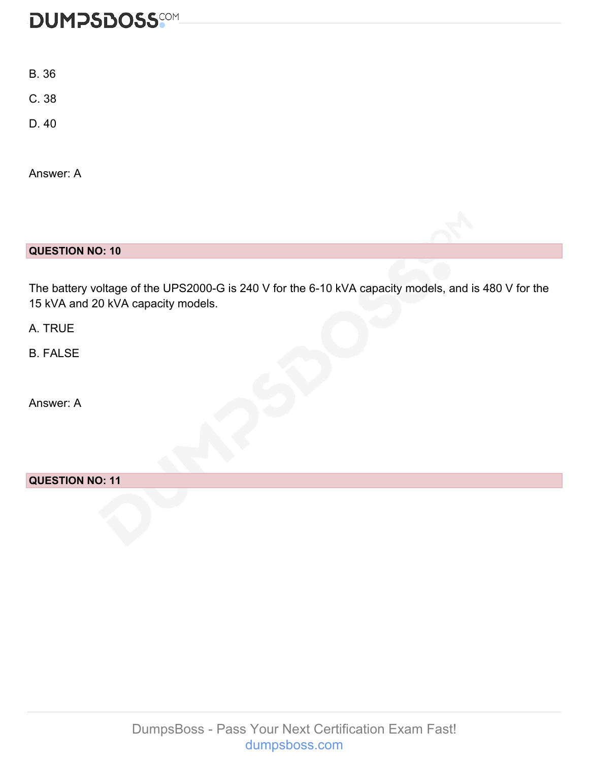B. 36

C. 38

D. 40

Answer: A

**QUESTION NO: 10**

The battery voltage of the UPS2000-G is 240 V for the 6-10 kVA capacity models, and is 480 V for the 15 kVA and 20 kVA capacity models.

A. TRUE

B. FALSE

Answer: A

**QUESTION NO: 11**